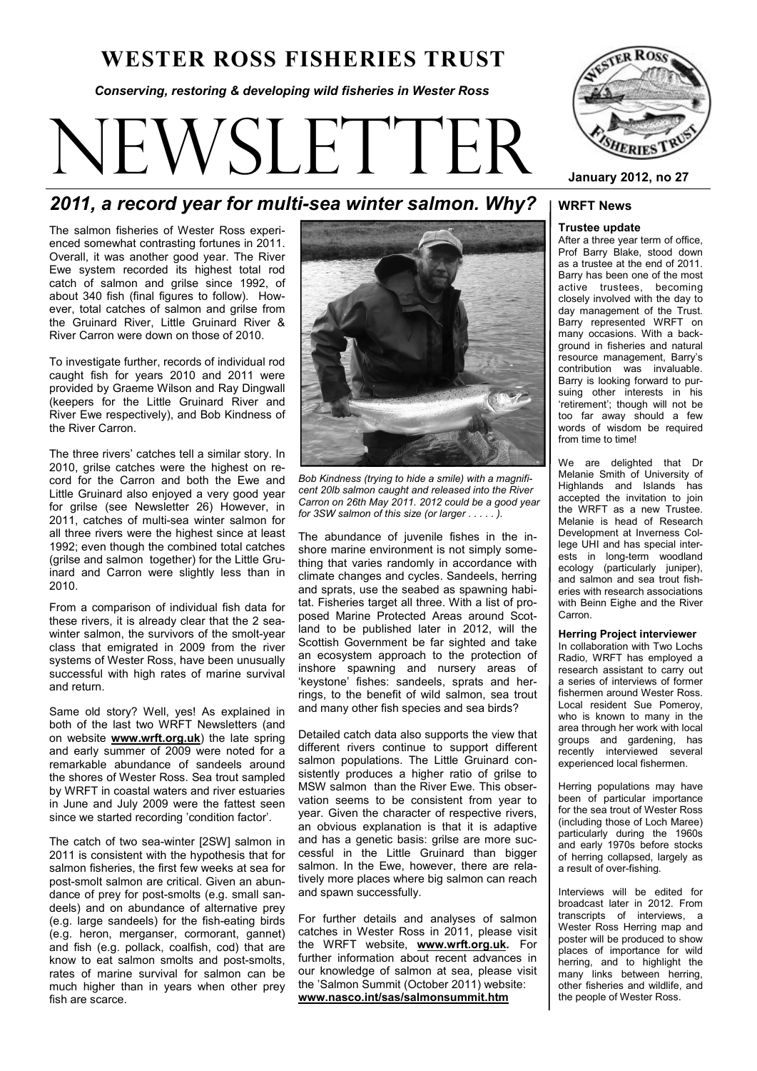# WESTER ROSS FISHERIES TRUST

*Conserving, restoring & developing wild fisheries in Wester Ross*

# NEWSLETTER

**January 2012, no 27**

## *2011, a record year for multi-sea winter salmon. Why?*

The salmon fisheries of Wester Ross experienced somewhat contrasting fortunes in 2011. Overall, it was another good year. The River Ewe system recorded its highest total rod catch of salmon and grilse since 1992, of about 340 fish (final figures to follow). However, total catches of salmon and grilse from the Gruinard River, Little Gruinard River & River Carron were down on those of 2010.

To investigate further, records of individual rod caught fish for years 2010 and 2011 were provided by Graeme Wilson and Ray Dingwall (keepers for the Little Gruinard River and River Ewe respectively), and Bob Kindness of the River Carron.

The three rivers' catches tell a similar story. In 2010, grilse catches were the highest on record for the Carron and both the Ewe and Little Gruinard also enjoyed a very good year for grilse (see Newsletter 26) However, in 2011, catches of multi-sea winter salmon for all three rivers were the highest since at least 1992; even though the combined total catches (grilse and salmon together) for the Little Gruinard and Carron were slightly less than in 2010.

From a comparison of individual fish data for these rivers, it is already clear that the 2 sea-winter salmon, the survivors of the smolt-year class that emigrated in 2009 from the river systems of Wester Ross, have been unusually successful with high rates of marine survival and return.

Same old story? Well, yes! As explained in both of the last two WRFT Newsletters (and on website **www.wrft.org.uk**) the late spring and early summer of 2009 were noted for a remarkable abundance of sandeels around the shores of Wester Ross. Sea trout sampled by WRFT in coastal waters and river estuaries in June and July 2009 were the fattest seen since we started recording 'condition factor'.

The catch of two sea-winter [2SW] salmon in 2011 is consistent with the hypothesis that for salmon fisheries, the first few weeks at sea for post-smolt salmon are critical. Given an abundance of prey for post-smolts (e.g. small sandeels) and on abundance of alternative prey (e.g. large sandeels) for the fish-eating birds (e.g. heron, merganser, cormorant, gannet) and fish (e.g. pollack, coalfish, cod) that are know to eat salmon smolts and post-smolts, rates of marine survival for salmon can be much higher than in years when other prey fish are scarce.

*Bob Kindness (trying to hide a smile) with a magnificent 20lb salmon caught and released into the River Carron on 26th May 2011. 2012 could be a good year for 3SW salmon of this size (or larger . . . . . ).*

The abundance of juvenile fishes in the inshore marine environment is not simply something that varies randomly in accordance with climate changes and cycles. Sandeels, herring and sprats, use the seabed as spawning habitat. Fisheries target all three. With a list of proposed Marine Protected Areas around Scotland to be published later in 2012, will the Scottish Government be far sighted and take an ecosystem approach to the protection of inshore spawning and nursery areas of 'keystone' fishes: sandeels, sprats and herrings, to the benefit of wild salmon, sea trout and many other fish species and sea birds?

Detailed catch data also supports the view that different rivers continue to support different salmon populations. The Little Gruinard consistently produces a higher ratio of grilse to MSW salmon than the River Ewe. This observation seems to be consistent from year to year. Given the character of respective rivers, an obvious explanation is that it is adaptive and has a genetic basis: grilse are more successful in the Little Gruinard than bigger salmon. In the Ewe, however, there are relatively more places where big salmon can reach and spawn successfully.

For further details and analyses of salmon catches in Wester Ross in 2011, please visit the WRFT website, **www.wrft.org.uk.** For further information about recent advances in our knowledge of salmon at sea, please visit the 'Salmon Summit (October 2011) website: **www.nasco.int/sas/salmonsummit.htm**

## WRFT News

### Trustee update

After a three year term of office, Prof Barry Blake, stood down as a trustee at the end of 2011. Barry has been one of the most active trustees, becoming closely involved with the day to day management of the Trust. Barry represented WRFT on many occasions. With a background in fisheries and natural resource management, Barry's contribution was invaluable. Barry is looking forward to pursuing other interests in his 'retirement'; though will not be too far away should a few words of wisdom be required from time to time!

We are delighted that Dr Melanie Smith of University of Highlands and Islands has accepted the invitation to join the WRFT as a new Trustee. Melanie is head of Research Development at Inverness College UHI and has special interests in long-term woodland ecology (particularly juniper), and salmon and sea trout fisheries with research associations with Beinn Eighe and the River Carron.

### Herring Project interviewer

In collaboration with Two Lochs Radio, WRFT has employed a research assistant to carry out a series of interviews of former fishermen around Wester Ross. Local resident Sue Pomeroy, who is known to many in the area through her work with local groups and gardening, has recently interviewed several experienced local fishermen.

Herring populations may have been of particular importance for the sea trout of Wester Ross (including those of Loch Maree) particularly during the 1960s and early 1970s before stocks of herring collapsed, largely as a result of over-fishing.

Interviews will be edited for broadcast later in 2012. From transcripts of interviews, a Wester Ross Herring map and poster will be produced to show places of importance for wild herring, and to highlight the many links between herring, other fisheries and wildlife, and the people of Wester Ross.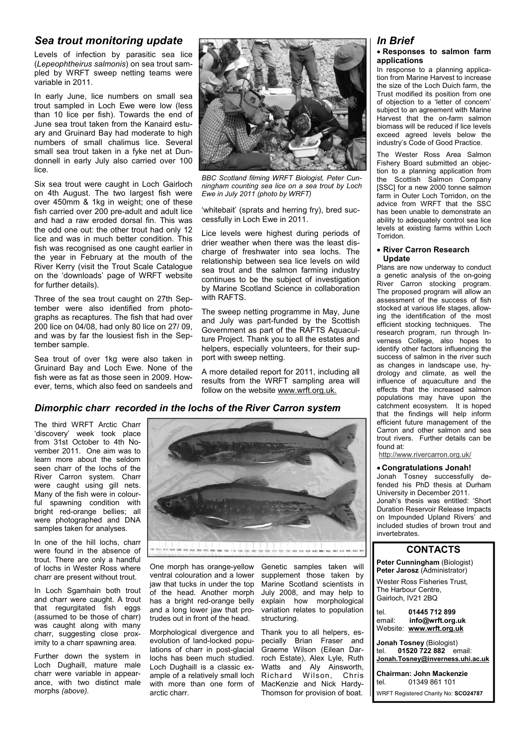## *Sea trout monitoring update*

Levels of infection by parasitic sea lice (*Lepeophtheirus salmonis*) on sea trout sampled by WRFT sweep netting teams were variable in 2011.

In early June, lice numbers on small sea trout sampled in Loch Ewe were low (less than 10 lice per fish). Towards the end of June sea trout taken from the Kanaird estuary and Gruinard Bay had moderate to high numbers of small chalimus lice. Several small sea trout taken in a fyke net at Dundonnell in early July also carried over 100 lice.

Six sea trout were caught in Loch Gairloch on 4th August. The two largest fish were over 450mm & 1kg in weight; one of these fish carried over 200 pre-adult and adult lice and had a raw eroded dorsal fin. This was the odd one out: the other trout had only 12 lice and was in much better condition. This fish was recognised as one caught earlier in the year in February at the mouth of the River Kerry (visit the Trout Scale Catalogue on the 'downloads' page of WRFT website for further details).

Three of the sea trout caught on 27th September were also identified from photographs as recaptures. The fish that had over 200 lice on 04/08, had only 80 lice on 27/ 09, and was by far the lousiest fish in the September sample.

Sea trout of over 1kg were also taken in Gruinard Bay and Loch Ewe. None of the fish were as fat as those seen in 2009. However, terns, which also feed on sandeels and 'whitebait' (sprats and herring fry), bred successfully in Loch Ewe in 2011.

*BBC Scotland filming WRFT Biologist, Peter Cunningham counting sea lice on a sea trout by Loch Ewe in July 2011 (photo by WRFT)*

Lice levels were highest during periods of drier weather when there was the least discharge of freshwater into sea lochs. The relationship between sea lice levels on wild sea trout and the salmon farming industry continues to be the subject of investigation by Marine Scotland Science in collaboration with RAFTS.

The sweep netting programme in May, June and July was part-funded by the Scottish Government as part of the RAFTS Aquaculture Project. Thank you to all the estates and helpers, especially volunteers, for their support with sweep netting.

A more detailed report for 2011, including all results from the WRFT sampling area will follow on the website www.wrft.org.uk.

## *Dimorphic charr recorded in the lochs of the River Carron system*

The third WRFT Arctic Charr 'discovery' week took place from 31st October to 4th November 2011. One aim was to learn more about the seldom seen charr of the lochs of the River Carron system. Charr were caught using gill nets. Many of the fish were in colourful spawning condition with bright red-orange bellies; all were photographed and DNA samples taken for analyses.

In one of the hill lochs, charr were found in the absence of trout. There are only a handful of lochs in Wester Ross where charr are present without trout.

In Loch Sgamhain both trout and charr were caught. A trout that regurgitated fish eggs (assumed to be those of charr) was caught along with many charr, suggesting close proximity to a charr spawning area.

Further down the system in Loch Dughaill, mature male charr were variable in appearance, with two distinct male morphs *(above)*.

One morph has orange-yellow ventral colouration and a lower jaw that tucks in under the top of the head. Another morph has a bright red-orange belly and a long lower jaw that protrudes out in front of the head.

Morphological divergence and evolution of land-locked populations of charr in post-glacial lochs has been much studied. Loch Dughaill is a classic example of a relatively small loch with more than one form of arctic charr.

Genetic samples taken will supplement those taken by Marine Scotland scientists in July 2008, and may help to explain how morphological variation relates to population structuring.

Thank you to all helpers, especially Brian Fraser and Graeme Wilson (Eilean Darroch Estate), Alex Lyle, Ruth Watts and Aly Ainsworth, Richard Wilson, Chris MacKenzie and Nick Hardy-Thomson for provision of boat.

## *In Brief*

- **Responses to salmon farm applications**

In response to a planning application from Marine Harvest to increase the size of the Loch Duich farm, the Trust modified its position from one of objection to a 'letter of concern' subject to an agreement with Marine Harvest that the on-farm salmon biomass will be reduced if lice levels exceed agreed levels below the industry's Code of Good Practice.

The Wester Ross Area Salmon Fishery Board submitted an objection to a planning application from the Scottish Salmon Company [SSC] for a new 2000 tonne salmon farm in Outer Loch Torridon, on the advice from WRFT that the SSC has been unable to demonstrate an ability to adequately control sea lice levels at existing farms within Loch Torridon.

- **River Carron Research Update**

Plans are now underway to conduct a genetic analysis of the on-going River Carron stocking program. The proposed program will allow an assessment of the success of fish stocked at various life stages, allowing the identification of the most efficient stocking techniques. The research program, run through Inverness College, also hopes to identify other factors influencing the success of salmon in the river such as changes in landscape use, hydrology and climate, as well the influence of aquaculture and the effects that the increased salmon populations may have upon the catchment ecosystem. It is hoped that the findings will help inform efficient future management of the Carron and other salmon and sea trout rivers. Further details can be found at:
http://www.rivercarron.org.uk/

- **Congratulations Jonah!**

Jonah Tosney successfully defended his PhD thesis at Durham University in December 2011. Jonah's thesis was entitled: 'Short Duration Reservoir Release Impacts on Impounded Upland Rivers' and included studies of brown trout and invertebrates.

### CONTACTS

**Peter Cunningham** (Biologist)
**Peter Jarosz** (Administrator)

Wester Ross Fisheries Trust,
The Harbour Centre,
Gairloch, IV21 2BQ

tel. **01445 712 899**
email: **info@wrft.org.uk**
Website: **www.wrft.org.uk**

**Jonah Tosney** (Biologist)
tel. **01520 722 882** email: **Jonah.Tosney@inverness.uhi.ac.uk**

**Chairman: John Mackenzie**
tel. 01349 861 101

WRFT Registered Charity No: **SCO24787**